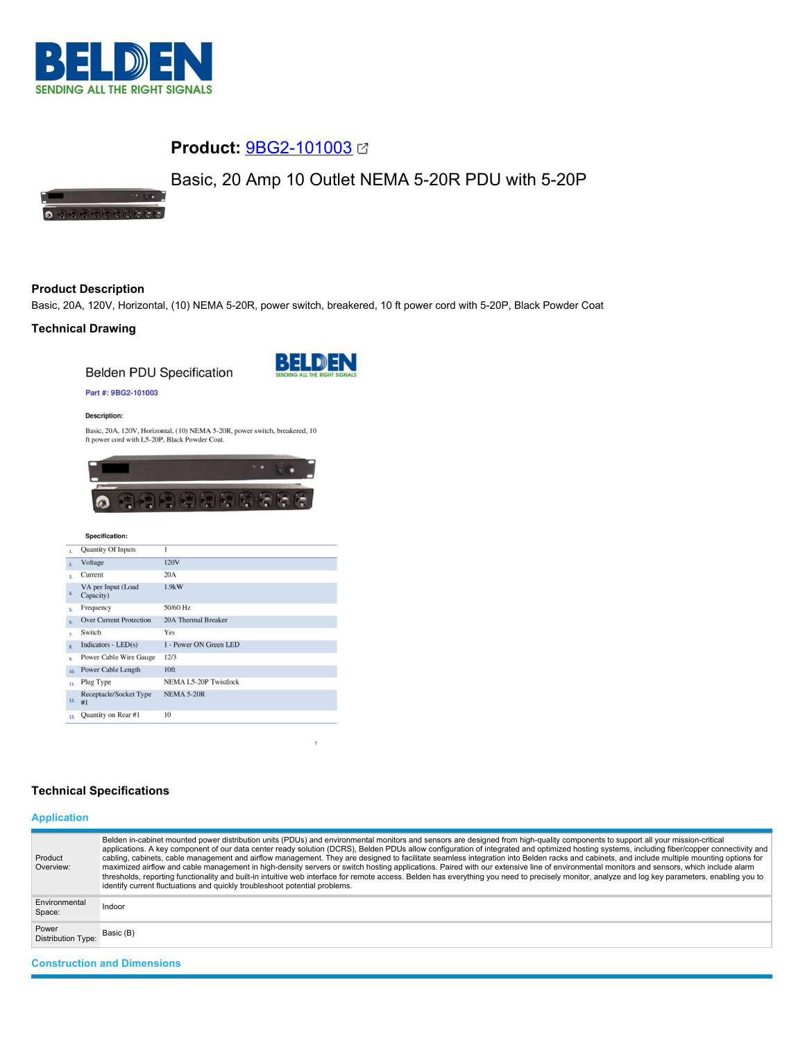# Product: 9BG2-101003

Basic, 20 Amp 10 Outlet NEMA 5-20R PDU with 5-20P

## Product Description

Basic, 20A, 120V, Horizontal, (10) NEMA 5-20R, power switch, breakered, 10 ft power cord with 5-20P, Black Powder Coat

## Technical Drawing

Belden PDU Specification

**Part #: 9BG2-101003**

**Description:**

Basic, 20A, 120V, Horizontal, (10) NEMA 5-20R, power switch, breakered, 10 ft power cord with L5-20P, Black Powder Coat.

**Specification:**

| # | Specification | Value |
|---|---|---|
| 1. | Quantity Of Inputs | 1 |
| 2. | Voltage | 120V |
| 3. | Current | 20A |
| 4. | VA per Input (Load Capacity) | 1.9kW |
| 5. | Frequency | 50/60 Hz |
| 6. | Over Current Protection | 20A Thermal Breaker |
| 7. | Switch | Yes |
| 8. | Indicators - LED(s) | 1 - Power ON Green LED |
| 9. | Power Cable Wire Gauge | 12/3 |
| 10. | Power Cable Length | 10ft |
| 11. | Plug Type | NEMA L5-20P Twistlock |
| 12. | Receptacle/Socket Type #1 | NEMA 5-20R |
| 13. | Quantity on Rear #1 | 10 |

## Technical Specifications

### Application

| | |
|---|---|
| Product Overview: | Belden in-cabinet mounted power distribution units (PDUs) and environmental monitors and sensors are designed from high-quality components to support all your mission-critical applications. A key component of our data center ready solution (DCRS), Belden PDUs allow configuration of integrated and optimized hosting systems, including fiber/copper connectivity and cabling, cabinets, cable management and airflow management. They are designed to facilitate seamless integration into Belden racks and cabinets, and include multiple mounting options for maximized airflow and cable management in high-density servers or switch hosting applications. Paired with our extensive line of environmental monitors and sensors, which include alarm thresholds, reporting functionality and built-in intuitive web interface for remote access. Belden has everything you need to precisely monitor, analyze and log key parameters, enabling you to identify current fluctuations and quickly troubleshoot potential problems. |
| Environmental Space: | Indoor |
| Power Distribution Type: | Basic (B) |

### Construction and Dimensions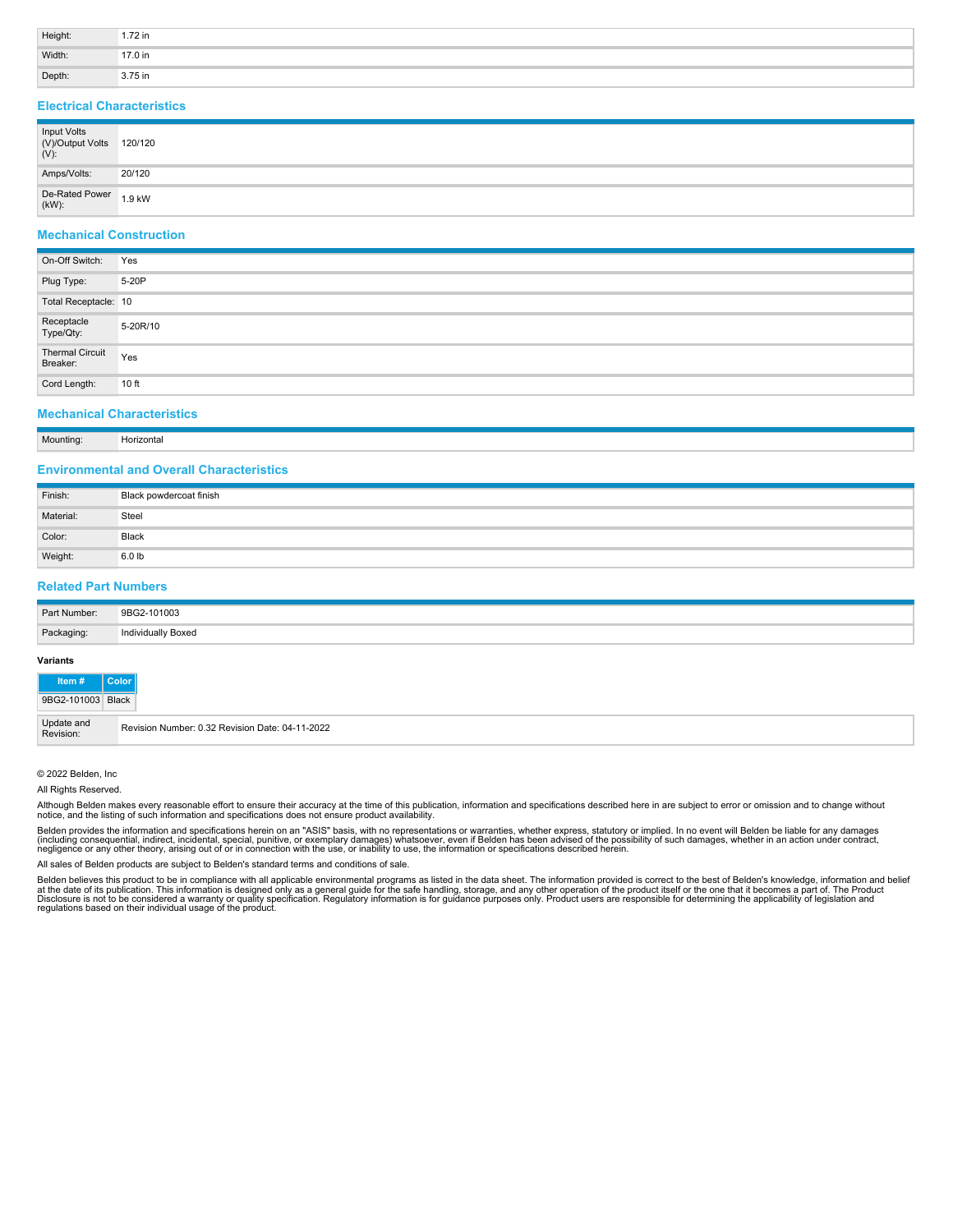| | |
|---|---|
| Height: | 1.72 in |
| Width: | 17.0 in |
| Depth: | 3.75 in |

## Electrical Characteristics

| | |
|---|---|
| Input Volts (V)/Output Volts (V): | 120/120 |
| Amps/Volts: | 20/120 |
| De-Rated Power (kW): | 1.9 kW |

## Mechanical Construction

| | |
|---|---|
| On-Off Switch: | Yes |
| Plug Type: | 5-20P |
| Total Receptacle: | 10 |
| Receptacle Type/Qty: | 5-20R/10 |
| Thermal Circuit Breaker: | Yes |
| Cord Length: | 10 ft |

## Mechanical Characteristics

| | |
|---|---|
| Mounting: | Horizontal |

## Environmental and Overall Characteristics

| | |
|---|---|
| Finish: | Black powdercoat finish |
| Material: | Steel |
| Color: | Black |
| Weight: | 6.0 lb |

## Related Part Numbers

| | |
|---|---|
| Part Number: | 9BG2-101003 |
| Packaging: | Individually Boxed |

**Variants**

| Item # | Color |
|---|---|
| 9BG2-101003 | Black |

| | |
|---|---|
| Update and Revision: | Revision Number: 0.32 Revision Date: 04-11-2022 |

© 2022 Belden, Inc

All Rights Reserved.

Although Belden makes every reasonable effort to ensure their accuracy at the time of this publication, information and specifications described here in are subject to error or omission and to change without notice, and the listing of such information and specifications does not ensure product availability.

Belden provides the information and specifications herein on an "ASIS" basis, with no representations or warranties, whether express, statutory or implied. In no event will Belden be liable for any damages (including consequential, indirect, incidental, special, punitive, or exemplary damages) whatsoever, even if Belden has been advised of the possibility of such damages, whether in an action under contract, negligence or any other theory, arising out of or in connection with the use, or inability to use, the information or specifications described herein.

All sales of Belden products are subject to Belden's standard terms and conditions of sale.

Belden believes this product to be in compliance with all applicable environmental programs as listed in the data sheet. The information provided is correct to the best of Belden's knowledge, information and belief at the date of its publication. This information is designed only as a general guide for the safe handling, storage, and any other operation of the product itself or the one that it becomes a part of. The Product Disclosure is not to be considered a warranty or quality specification. Regulatory information is for guidance purposes only. Product users are responsible for determining the applicability of legislation and regulations based on their individual usage of the product.